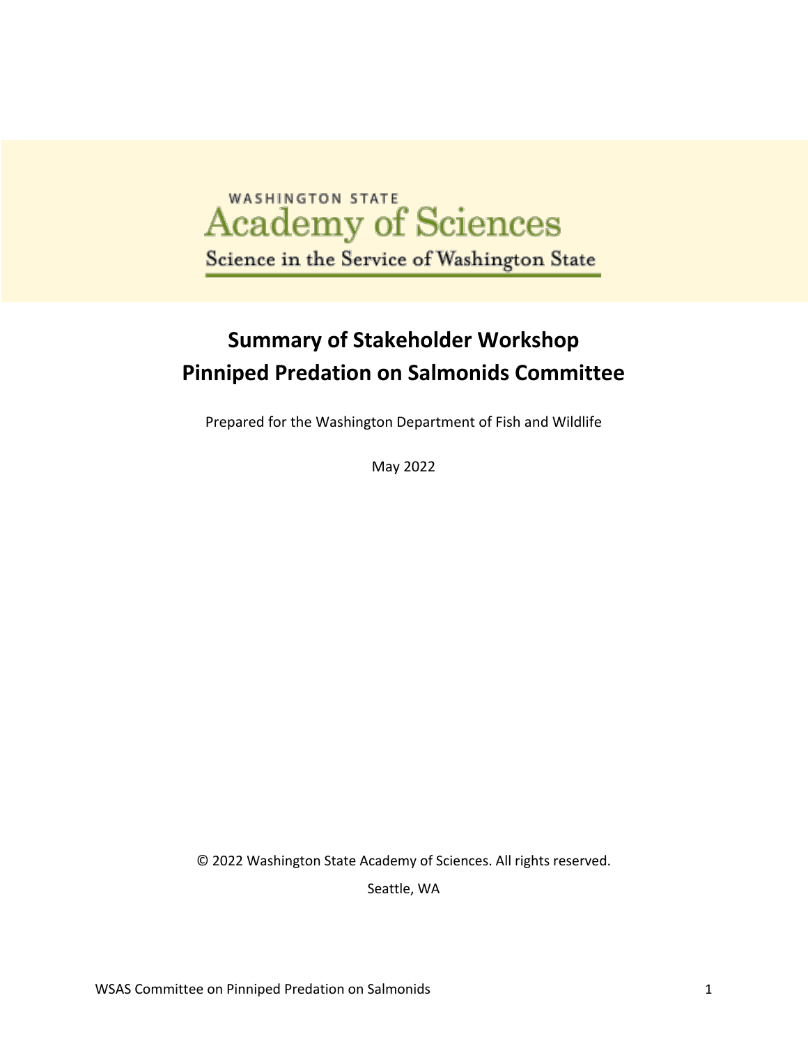WASHINGTON STATE
Academy of Sciences
Science in the Service of Washington State

# Summary of Stakeholder Workshop
# Pinniped Predation on Salmonids Committee

Prepared for the Washington Department of Fish and Wildlife

May 2022

© 2022 Washington State Academy of Sciences. All rights reserved.

Seattle, WA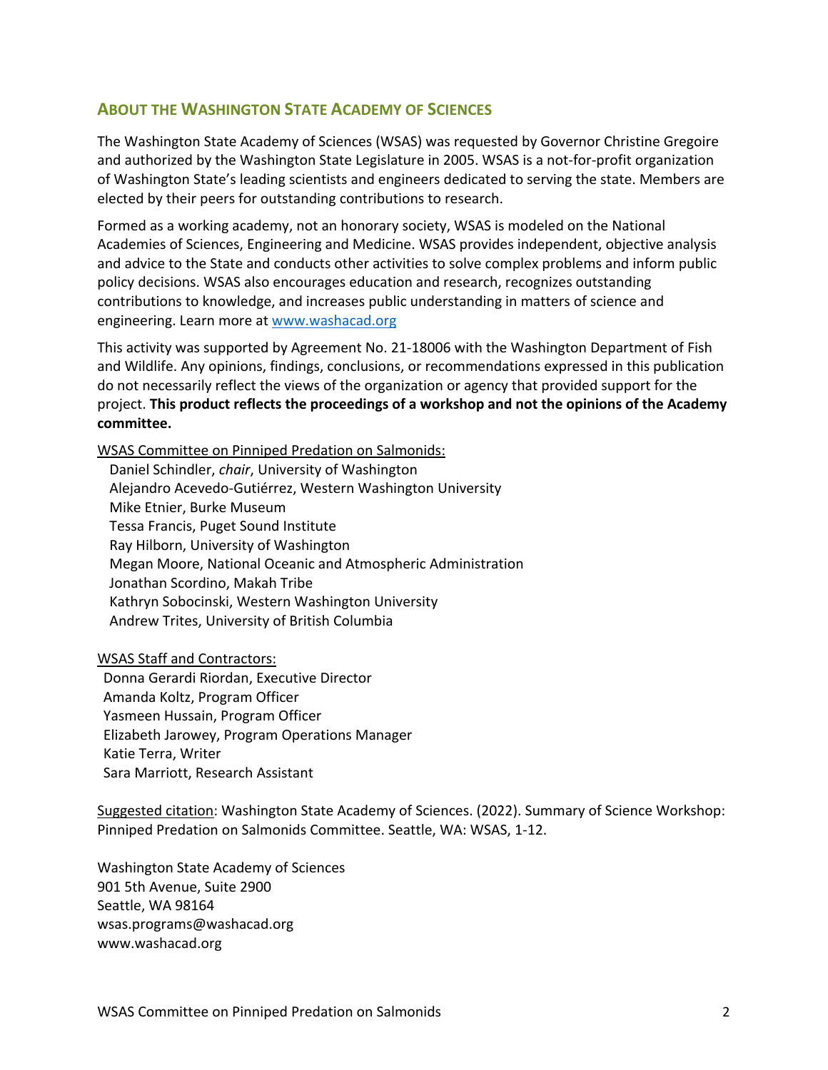## About the Washington State Academy of Sciences

The Washington State Academy of Sciences (WSAS) was requested by Governor Christine Gregoire and authorized by the Washington State Legislature in 2005. WSAS is a not-for-profit organization of Washington State's leading scientists and engineers dedicated to serving the state. Members are elected by their peers for outstanding contributions to research.

Formed as a working academy, not an honorary society, WSAS is modeled on the National Academies of Sciences, Engineering and Medicine. WSAS provides independent, objective analysis and advice to the State and conducts other activities to solve complex problems and inform public policy decisions. WSAS also encourages education and research, recognizes outstanding contributions to knowledge, and increases public understanding in matters of science and engineering. Learn more at www.washacad.org

This activity was supported by Agreement No. 21-18006 with the Washington Department of Fish and Wildlife. Any opinions, findings, conclusions, or recommendations expressed in this publication do not necessarily reflect the views of the organization or agency that provided support for the project. **This product reflects the proceedings of a workshop and not the opinions of the Academy committee.**

WSAS Committee on Pinniped Predation on Salmonids:

Daniel Schindler, *chair*, University of Washington
Alejandro Acevedo-Gutiérrez, Western Washington University
Mike Etnier, Burke Museum
Tessa Francis, Puget Sound Institute
Ray Hilborn, University of Washington
Megan Moore, National Oceanic and Atmospheric Administration
Jonathan Scordino, Makah Tribe
Kathryn Sobocinski, Western Washington University
Andrew Trites, University of British Columbia

WSAS Staff and Contractors:

Donna Gerardi Riordan, Executive Director
Amanda Koltz, Program Officer
Yasmeen Hussain, Program Officer
Elizabeth Jarowey, Program Operations Manager
Katie Terra, Writer
Sara Marriott, Research Assistant

Suggested citation: Washington State Academy of Sciences. (2022). Summary of Science Workshop: Pinniped Predation on Salmonids Committee. Seattle, WA: WSAS, 1-12.

Washington State Academy of Sciences
901 5th Avenue, Suite 2900
Seattle, WA 98164
wsas.programs@washacad.org
www.washacad.org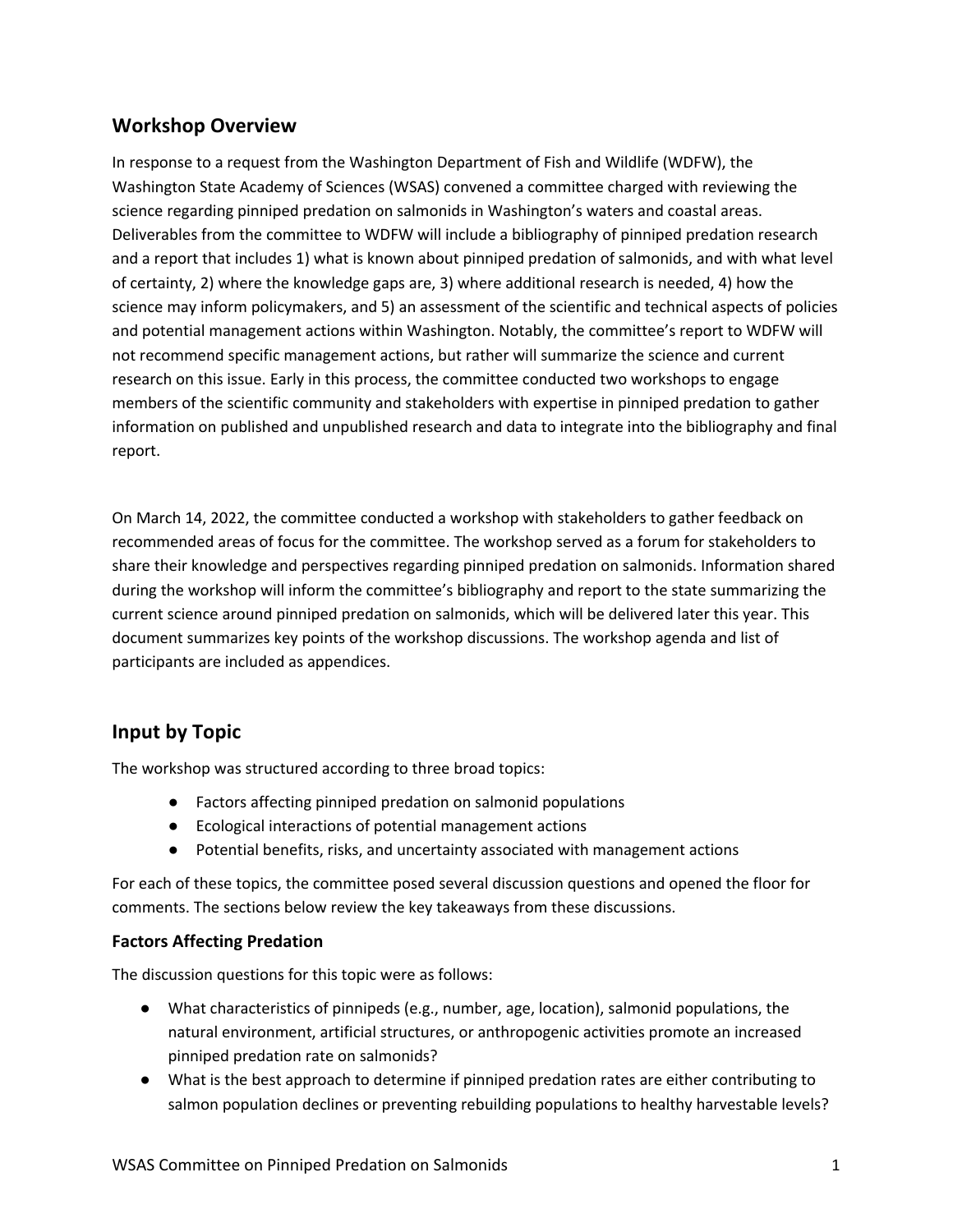## Workshop Overview

In response to a request from the Washington Department of Fish and Wildlife (WDFW), the Washington State Academy of Sciences (WSAS) convened a committee charged with reviewing the science regarding pinniped predation on salmonids in Washington's waters and coastal areas. Deliverables from the committee to WDFW will include a bibliography of pinniped predation research and a report that includes 1) what is known about pinniped predation of salmonids, and with what level of certainty, 2) where the knowledge gaps are, 3) where additional research is needed, 4) how the science may inform policymakers, and 5) an assessment of the scientific and technical aspects of policies and potential management actions within Washington. Notably, the committee's report to WDFW will not recommend specific management actions, but rather will summarize the science and current research on this issue. Early in this process, the committee conducted two workshops to engage members of the scientific community and stakeholders with expertise in pinniped predation to gather information on published and unpublished research and data to integrate into the bibliography and final report.

On March 14, 2022, the committee conducted a workshop with stakeholders to gather feedback on recommended areas of focus for the committee. The workshop served as a forum for stakeholders to share their knowledge and perspectives regarding pinniped predation on salmonids. Information shared during the workshop will inform the committee's bibliography and report to the state summarizing the current science around pinniped predation on salmonids, which will be delivered later this year. This document summarizes key points of the workshop discussions. The workshop agenda and list of participants are included as appendices.

## Input by Topic

The workshop was structured according to three broad topics:

- Factors affecting pinniped predation on salmonid populations
- Ecological interactions of potential management actions
- Potential benefits, risks, and uncertainty associated with management actions

For each of these topics, the committee posed several discussion questions and opened the floor for comments. The sections below review the key takeaways from these discussions.

### Factors Affecting Predation

The discussion questions for this topic were as follows:

- What characteristics of pinnipeds (e.g., number, age, location), salmonid populations, the natural environment, artificial structures, or anthropogenic activities promote an increased pinniped predation rate on salmonids?
- What is the best approach to determine if pinniped predation rates are either contributing to salmon population declines or preventing rebuilding populations to healthy harvestable levels?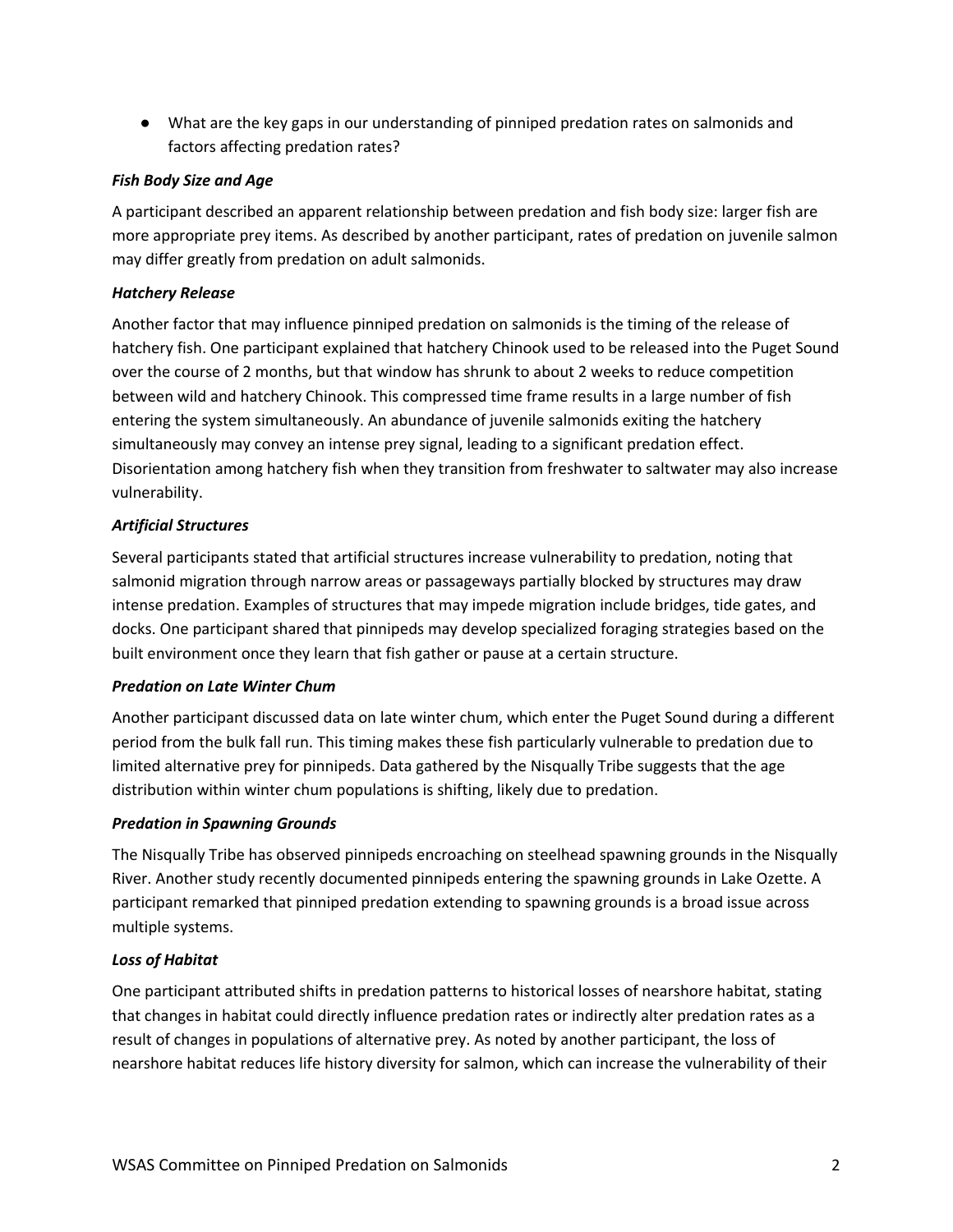- What are the key gaps in our understanding of pinniped predation rates on salmonids and factors affecting predation rates?

***Fish Body Size and Age***

A participant described an apparent relationship between predation and fish body size: larger fish are more appropriate prey items. As described by another participant, rates of predation on juvenile salmon may differ greatly from predation on adult salmonids.

***Hatchery Release***

Another factor that may influence pinniped predation on salmonids is the timing of the release of hatchery fish. One participant explained that hatchery Chinook used to be released into the Puget Sound over the course of 2 months, but that window has shrunk to about 2 weeks to reduce competition between wild and hatchery Chinook. This compressed time frame results in a large number of fish entering the system simultaneously. An abundance of juvenile salmonids exiting the hatchery simultaneously may convey an intense prey signal, leading to a significant predation effect. Disorientation among hatchery fish when they transition from freshwater to saltwater may also increase vulnerability.

***Artificial Structures***

Several participants stated that artificial structures increase vulnerability to predation, noting that salmonid migration through narrow areas or passageways partially blocked by structures may draw intense predation. Examples of structures that may impede migration include bridges, tide gates, and docks. One participant shared that pinnipeds may develop specialized foraging strategies based on the built environment once they learn that fish gather or pause at a certain structure.

***Predation on Late Winter Chum***

Another participant discussed data on late winter chum, which enter the Puget Sound during a different period from the bulk fall run. This timing makes these fish particularly vulnerable to predation due to limited alternative prey for pinnipeds. Data gathered by the Nisqually Tribe suggests that the age distribution within winter chum populations is shifting, likely due to predation.

***Predation in Spawning Grounds***

The Nisqually Tribe has observed pinnipeds encroaching on steelhead spawning grounds in the Nisqually River. Another study recently documented pinnipeds entering the spawning grounds in Lake Ozette. A participant remarked that pinniped predation extending to spawning grounds is a broad issue across multiple systems.

***Loss of Habitat***

One participant attributed shifts in predation patterns to historical losses of nearshore habitat, stating that changes in habitat could directly influence predation rates or indirectly alter predation rates as a result of changes in populations of alternative prey. As noted by another participant, the loss of nearshore habitat reduces life history diversity for salmon, which can increase the vulnerability of their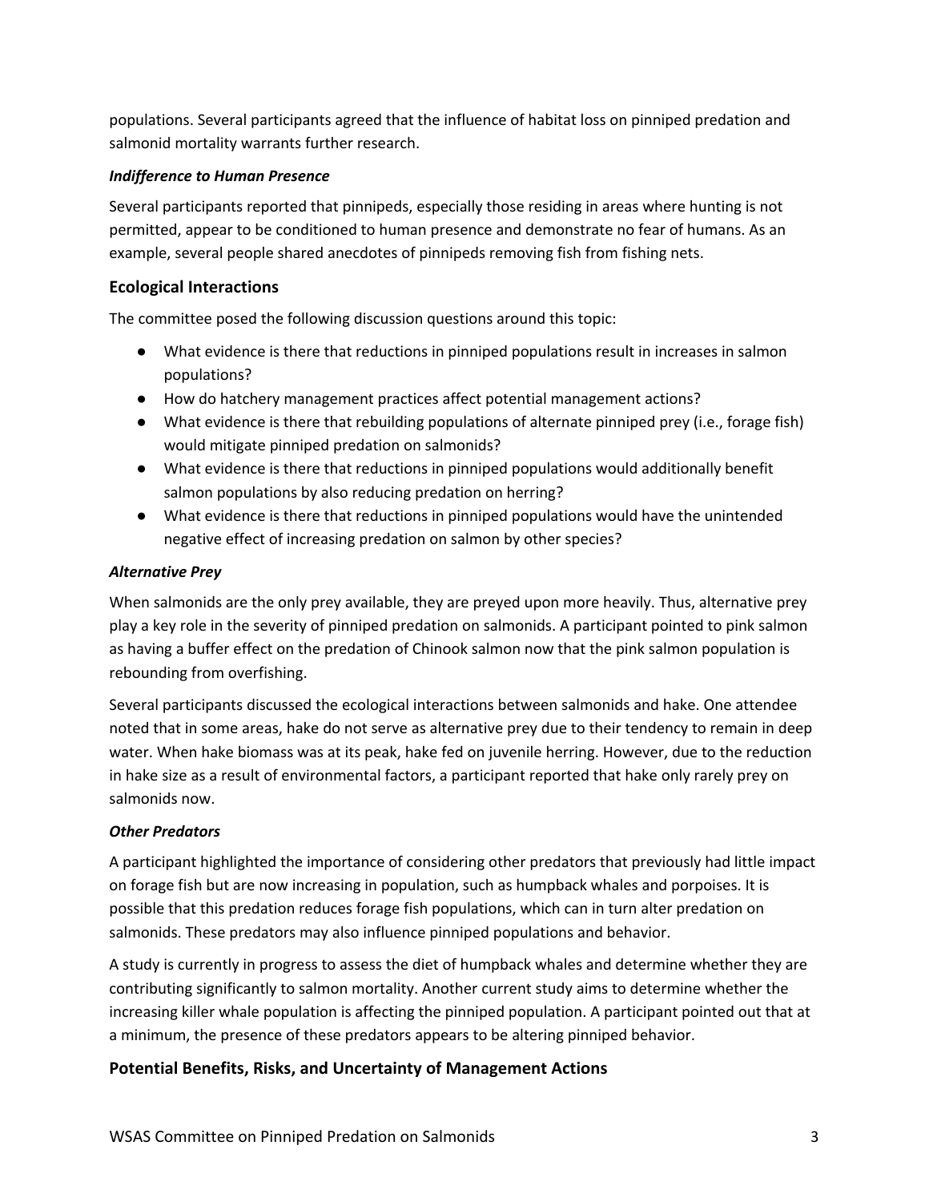populations. Several participants agreed that the influence of habitat loss on pinniped predation and salmonid mortality warrants further research.

### *Indifference to Human Presence*

Several participants reported that pinnipeds, especially those residing in areas where hunting is not permitted, appear to be conditioned to human presence and demonstrate no fear of humans. As an example, several people shared anecdotes of pinnipeds removing fish from fishing nets.

## Ecological Interactions

The committee posed the following discussion questions around this topic:

- What evidence is there that reductions in pinniped populations result in increases in salmon populations?
- How do hatchery management practices affect potential management actions?
- What evidence is there that rebuilding populations of alternate pinniped prey (i.e., forage fish) would mitigate pinniped predation on salmonids?
- What evidence is there that reductions in pinniped populations would additionally benefit salmon populations by also reducing predation on herring?
- What evidence is there that reductions in pinniped populations would have the unintended negative effect of increasing predation on salmon by other species?

### *Alternative Prey*

When salmonids are the only prey available, they are preyed upon more heavily. Thus, alternative prey play a key role in the severity of pinniped predation on salmonids. A participant pointed to pink salmon as having a buffer effect on the predation of Chinook salmon now that the pink salmon population is rebounding from overfishing.

Several participants discussed the ecological interactions between salmonids and hake. One attendee noted that in some areas, hake do not serve as alternative prey due to their tendency to remain in deep water. When hake biomass was at its peak, hake fed on juvenile herring. However, due to the reduction in hake size as a result of environmental factors, a participant reported that hake only rarely prey on salmonids now.

### *Other Predators*

A participant highlighted the importance of considering other predators that previously had little impact on forage fish but are now increasing in population, such as humpback whales and porpoises. It is possible that this predation reduces forage fish populations, which can in turn alter predation on salmonids. These predators may also influence pinniped populations and behavior.

A study is currently in progress to assess the diet of humpback whales and determine whether they are contributing significantly to salmon mortality. Another current study aims to determine whether the increasing killer whale population is affecting the pinniped population. A participant pointed out that at a minimum, the presence of these predators appears to be altering pinniped behavior.

## Potential Benefits, Risks, and Uncertainty of Management Actions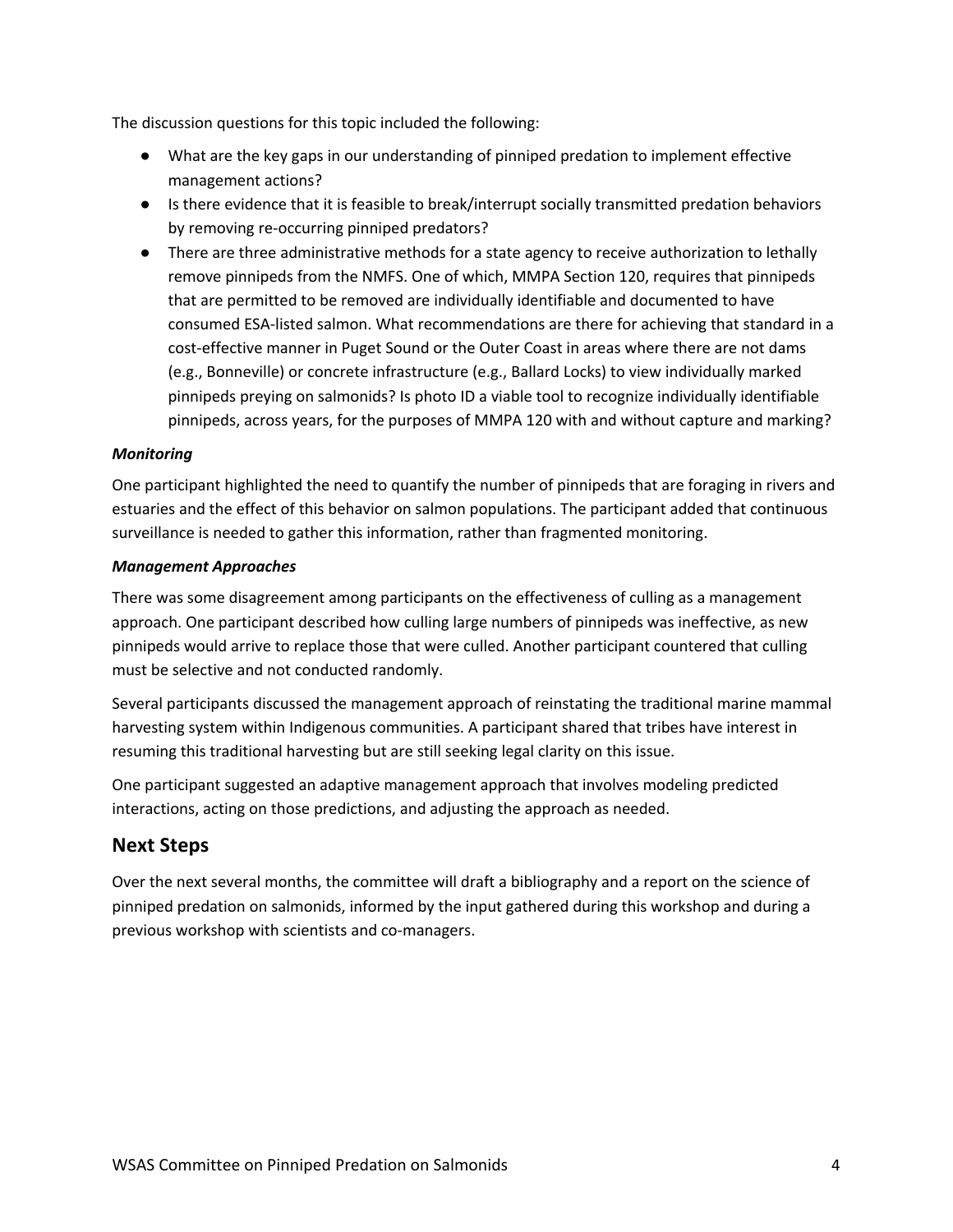The discussion questions for this topic included the following:

- What are the key gaps in our understanding of pinniped predation to implement effective management actions?
- Is there evidence that it is feasible to break/interrupt socially transmitted predation behaviors by removing re-occurring pinniped predators?
- There are three administrative methods for a state agency to receive authorization to lethally remove pinnipeds from the NMFS. One of which, MMPA Section 120, requires that pinnipeds that are permitted to be removed are individually identifiable and documented to have consumed ESA-listed salmon. What recommendations are there for achieving that standard in a cost-effective manner in Puget Sound or the Outer Coast in areas where there are not dams (e.g., Bonneville) or concrete infrastructure (e.g., Ballard Locks) to view individually marked pinnipeds preying on salmonids? Is photo ID a viable tool to recognize individually identifiable pinnipeds, across years, for the purposes of MMPA 120 with and without capture and marking?

***Monitoring***

One participant highlighted the need to quantify the number of pinnipeds that are foraging in rivers and estuaries and the effect of this behavior on salmon populations. The participant added that continuous surveillance is needed to gather this information, rather than fragmented monitoring.

***Management Approaches***

There was some disagreement among participants on the effectiveness of culling as a management approach. One participant described how culling large numbers of pinnipeds was ineffective, as new pinnipeds would arrive to replace those that were culled. Another participant countered that culling must be selective and not conducted randomly.

Several participants discussed the management approach of reinstating the traditional marine mammal harvesting system within Indigenous communities. A participant shared that tribes have interest in resuming this traditional harvesting but are still seeking legal clarity on this issue.

One participant suggested an adaptive management approach that involves modeling predicted interactions, acting on those predictions, and adjusting the approach as needed.

## Next Steps

Over the next several months, the committee will draft a bibliography and a report on the science of pinniped predation on salmonids, informed by the input gathered during this workshop and during a previous workshop with scientists and co-managers.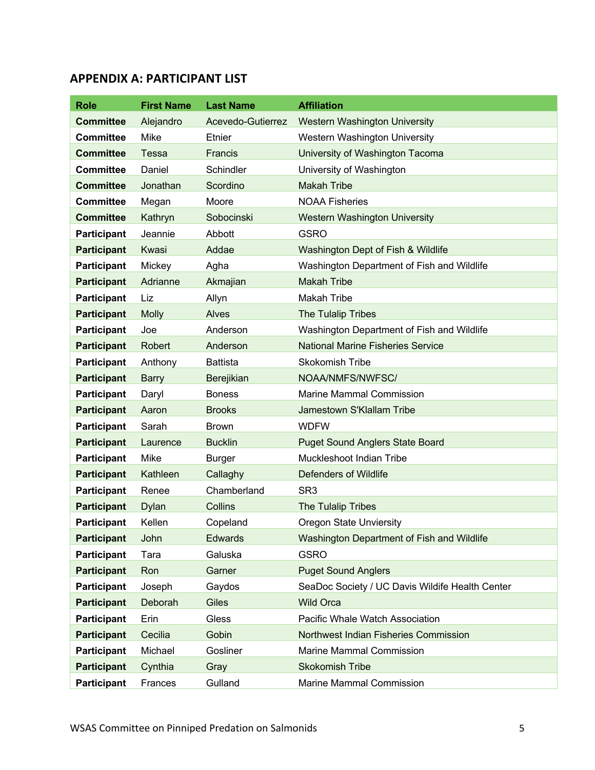## APPENDIX A: PARTICIPANT LIST

| Role | First Name | Last Name | Affiliation |
|---|---|---|---|
| **Committee** | Alejandro | Acevedo-Gutierrez | Western Washington University |
| **Committee** | Mike | Etnier | Western Washington University |
| **Committee** | Tessa | Francis | University of Washington Tacoma |
| **Committee** | Daniel | Schindler | University of Washington |
| **Committee** | Jonathan | Scordino | Makah Tribe |
| **Committee** | Megan | Moore | NOAA Fisheries |
| **Committee** | Kathryn | Sobocinski | Western Washington University |
| **Participant** | Jeannie | Abbott | GSRO |
| **Participant** | Kwasi | Addae | Washington Dept of Fish & Wildlife |
| **Participant** | Mickey | Agha | Washington Department of Fish and Wildlife |
| **Participant** | Adrianne | Akmajian | Makah Tribe |
| **Participant** | Liz | Allyn | Makah Tribe |
| **Participant** | Molly | Alves | The Tulalip Tribes |
| **Participant** | Joe | Anderson | Washington Department of Fish and Wildlife |
| **Participant** | Robert | Anderson | National Marine Fisheries Service |
| **Participant** | Anthony | Battista | Skokomish Tribe |
| **Participant** | Barry | Berejikian | NOAA/NMFS/NWFSC/ |
| **Participant** | Daryl | Boness | Marine Mammal Commission |
| **Participant** | Aaron | Brooks | Jamestown S'Klallam Tribe |
| **Participant** | Sarah | Brown | WDFW |
| **Participant** | Laurence | Bucklin | Puget Sound Anglers State Board |
| **Participant** | Mike | Burger | Muckleshoot Indian Tribe |
| **Participant** | Kathleen | Callaghy | Defenders of Wildlife |
| **Participant** | Renee | Chamberland | SR3 |
| **Participant** | Dylan | Collins | The Tulalip Tribes |
| **Participant** | Kellen | Copeland | Oregon State Unviersity |
| **Participant** | John | Edwards | Washington Department of Fish and Wildlife |
| **Participant** | Tara | Galuska | GSRO |
| **Participant** | Ron | Garner | Puget Sound Anglers |
| **Participant** | Joseph | Gaydos | SeaDoc Society / UC Davis Wildlife Health Center |
| **Participant** | Deborah | Giles | Wild Orca |
| **Participant** | Erin | Gless | Pacific Whale Watch Association |
| **Participant** | Cecilia | Gobin | Northwest Indian Fisheries Commission |
| **Participant** | Michael | Gosliner | Marine Mammal Commission |
| **Participant** | Cynthia | Gray | Skokomish Tribe |
| **Participant** | Frances | Gulland | Marine Mammal Commission |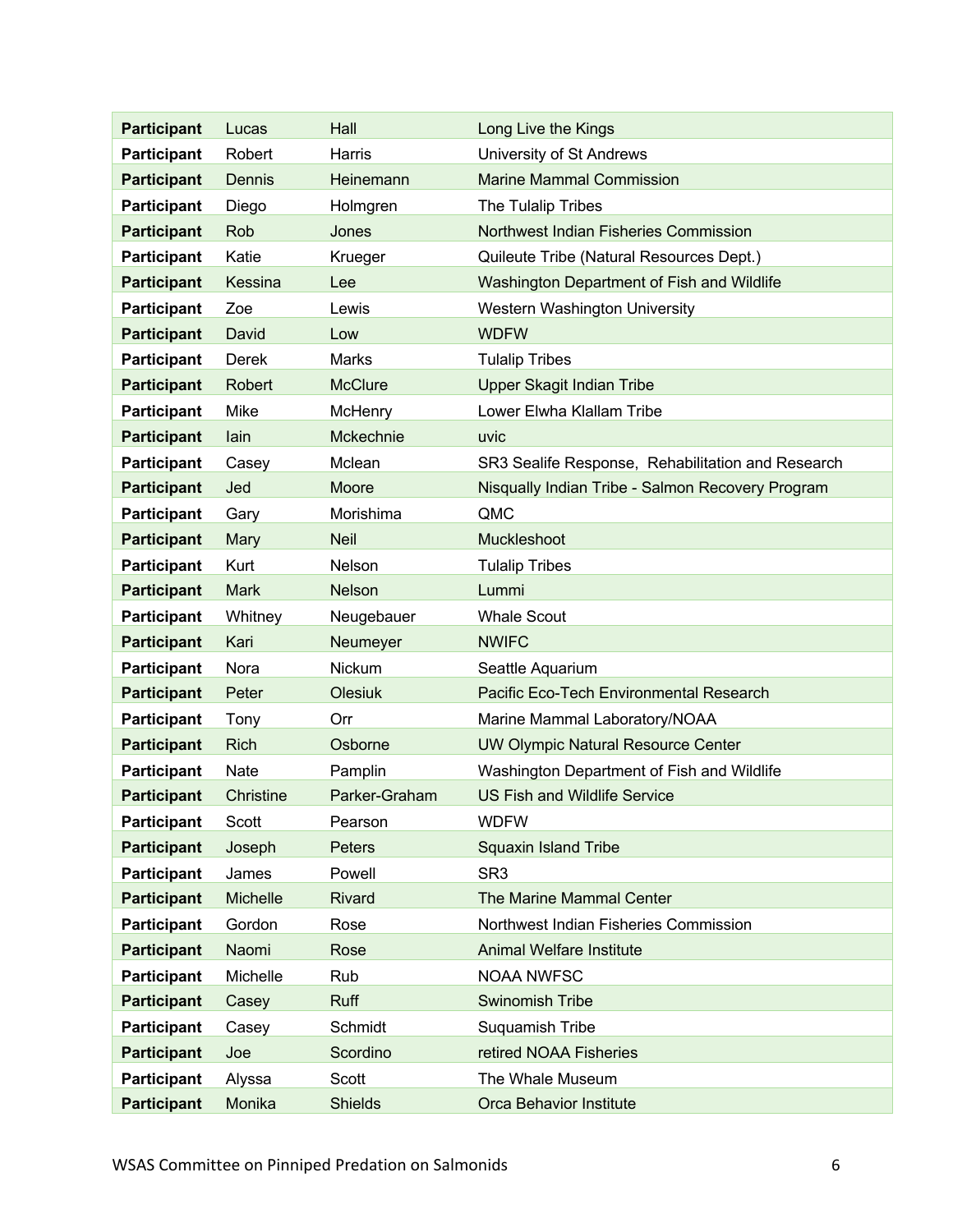| Participant | Lucas | Hall | Long Live the Kings |
|---|---|---|---|
| Participant | Robert | Harris | University of St Andrews |
| Participant | Dennis | Heinemann | Marine Mammal Commission |
| Participant | Diego | Holmgren | The Tulalip Tribes |
| Participant | Rob | Jones | Northwest Indian Fisheries Commission |
| Participant | Katie | Krueger | Quileute Tribe (Natural Resources Dept.) |
| Participant | Kessina | Lee | Washington Department of Fish and Wildlife |
| Participant | Zoe | Lewis | Western Washington University |
| Participant | David | Low | WDFW |
| Participant | Derek | Marks | Tulalip Tribes |
| Participant | Robert | McClure | Upper Skagit Indian Tribe |
| Participant | Mike | McHenry | Lower Elwha Klallam Tribe |
| Participant | Iain | Mckechnie | uvic |
| Participant | Casey | Mclean | SR3 Sealife Response, Rehabilitation and Research |
| Participant | Jed | Moore | Nisqually Indian Tribe - Salmon Recovery Program |
| Participant | Gary | Morishima | QMC |
| Participant | Mary | Neil | Muckleshoot |
| Participant | Kurt | Nelson | Tulalip Tribes |
| Participant | Mark | Nelson | Lummi |
| Participant | Whitney | Neugebauer | Whale Scout |
| Participant | Kari | Neumeyer | NWIFC |
| Participant | Nora | Nickum | Seattle Aquarium |
| Participant | Peter | Olesiuk | Pacific Eco-Tech Environmental Research |
| Participant | Tony | Orr | Marine Mammal Laboratory/NOAA |
| Participant | Rich | Osborne | UW Olympic Natural Resource Center |
| Participant | Nate | Pamplin | Washington Department of Fish and Wildlife |
| Participant | Christine | Parker-Graham | US Fish and Wildlife Service |
| Participant | Scott | Pearson | WDFW |
| Participant | Joseph | Peters | Squaxin Island Tribe |
| Participant | James | Powell | SR3 |
| Participant | Michelle | Rivard | The Marine Mammal Center |
| Participant | Gordon | Rose | Northwest Indian Fisheries Commission |
| Participant | Naomi | Rose | Animal Welfare Institute |
| Participant | Michelle | Rub | NOAA NWFSC |
| Participant | Casey | Ruff | Swinomish Tribe |
| Participant | Casey | Schmidt | Suquamish Tribe |
| Participant | Joe | Scordino | retired NOAA Fisheries |
| Participant | Alyssa | Scott | The Whale Museum |
| Participant | Monika | Shields | Orca Behavior Institute |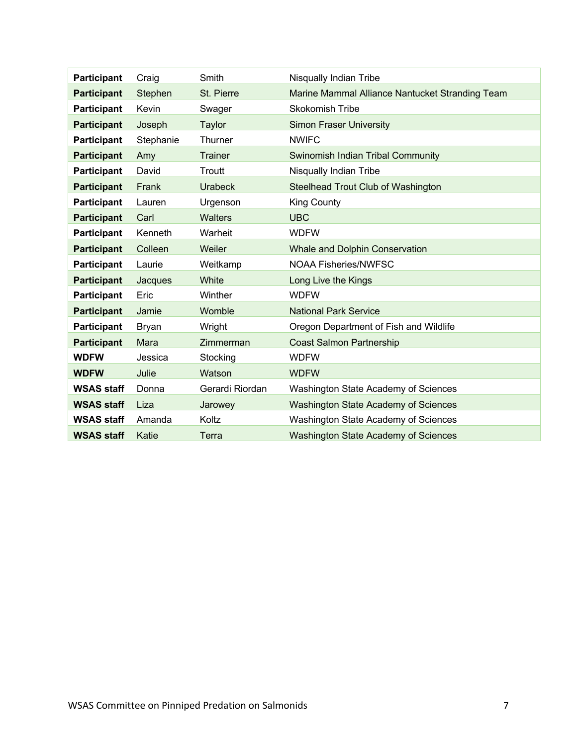| | | | |
|---|---|---|---|
| **Participant** | Craig | Smith | Nisqually Indian Tribe |
| **Participant** | Stephen | St. Pierre | Marine Mammal Alliance Nantucket Stranding Team |
| **Participant** | Kevin | Swager | Skokomish Tribe |
| **Participant** | Joseph | Taylor | Simon Fraser University |
| **Participant** | Stephanie | Thurner | NWIFC |
| **Participant** | Amy | Trainer | Swinomish Indian Tribal Community |
| **Participant** | David | Troutt | Nisqually Indian Tribe |
| **Participant** | Frank | Urabeck | Steelhead Trout Club of Washington |
| **Participant** | Lauren | Urgenson | King County |
| **Participant** | Carl | Walters | UBC |
| **Participant** | Kenneth | Warheit | WDFW |
| **Participant** | Colleen | Weiler | Whale and Dolphin Conservation |
| **Participant** | Laurie | Weitkamp | NOAA Fisheries/NWFSC |
| **Participant** | Jacques | White | Long Live the Kings |
| **Participant** | Eric | Winther | WDFW |
| **Participant** | Jamie | Womble | National Park Service |
| **Participant** | Bryan | Wright | Oregon Department of Fish and Wildlife |
| **Participant** | Mara | Zimmerman | Coast Salmon Partnership |
| **WDFW** | Jessica | Stocking | WDFW |
| **WDFW** | Julie | Watson | WDFW |
| **WSAS staff** | Donna | Gerardi Riordan | Washington State Academy of Sciences |
| **WSAS staff** | Liza | Jarowey | Washington State Academy of Sciences |
| **WSAS staff** | Amanda | Koltz | Washington State Academy of Sciences |
| **WSAS staff** | Katie | Terra | Washington State Academy of Sciences |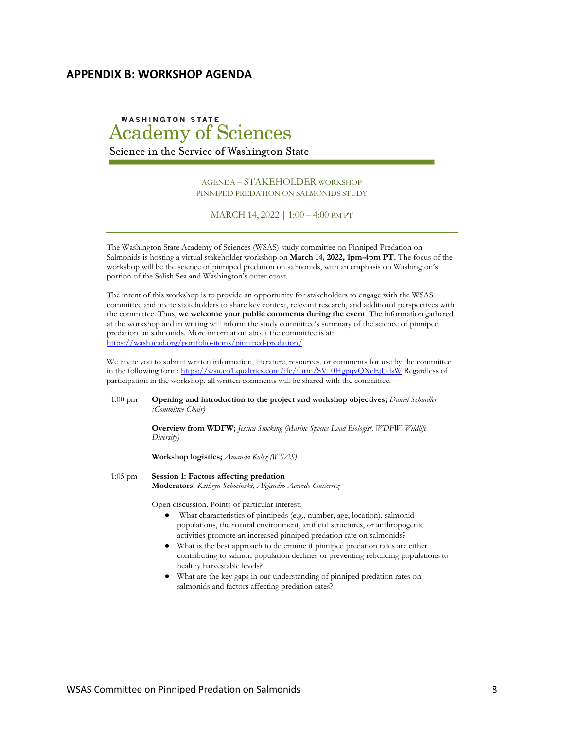## APPENDIX B: WORKSHOP AGENDA

WASHINGTON STATE
Academy of Sciences
Science in the Service of Washington State

AGENDA – STAKEHOLDER WORKSHOP
PINNIPED PREDATION ON SALMONIDS STUDY

MARCH 14, 2022 | 1:00 – 4:00 PM PT

The Washington State Academy of Sciences (WSAS) study committee on Pinniped Predation on Salmonids is hosting a virtual stakeholder workshop on **March 14, 2022, 1pm-4pm PT.** The focus of the workshop will be the science of pinniped predation on salmonids, with an emphasis on Washington's portion of the Salish Sea and Washington's outer coast.

The intent of this workshop is to provide an opportunity for stakeholders to engage with the WSAS committee and invite stakeholders to share key context, relevant research, and additional perspectives with the committee. Thus, **we welcome your public comments during the event**. The information gathered at the workshop and in writing will inform the study committee's summary of the science of pinniped predation on salmonids. More information about the committee is at: https://washacad.org/portfolio-items/pinniped-predation/

We invite you to submit written information, literature, resources, or comments for use by the committee in the following form: https://wsu.co1.qualtrics.com/jfe/form/SV_0HgpqvQXcEjUdsW Regardless of participation in the workshop, all written comments will be shared with the committee.

1:00 pm **Opening and introduction to the project and workshop objectives;** *Daniel Schindler (Committee Chair)*

**Overview from WDFW;** *Jessica Stocking (Marine Species Lead Biologist, WDFW Wildlife Diversity)*

**Workshop logistics;** *Amanda Koltz (WSAS)*

1:05 pm **Session 1: Factors affecting predation**
**Moderators:** *Kathryn Sobocinski, Alejandro Acevedo-Gutierrez*

Open discussion. Points of particular interest:

- What characteristics of pinnipeds (e.g., number, age, location), salmonid populations, the natural environment, artificial structures, or anthropogenic activities promote an increased pinniped predation rate on salmonids?
- What is the best approach to determine if pinniped predation rates are either contributing to salmon population declines or preventing rebuilding populations to healthy harvestable levels?
- What are the key gaps in our understanding of pinniped predation rates on salmonids and factors affecting predation rates?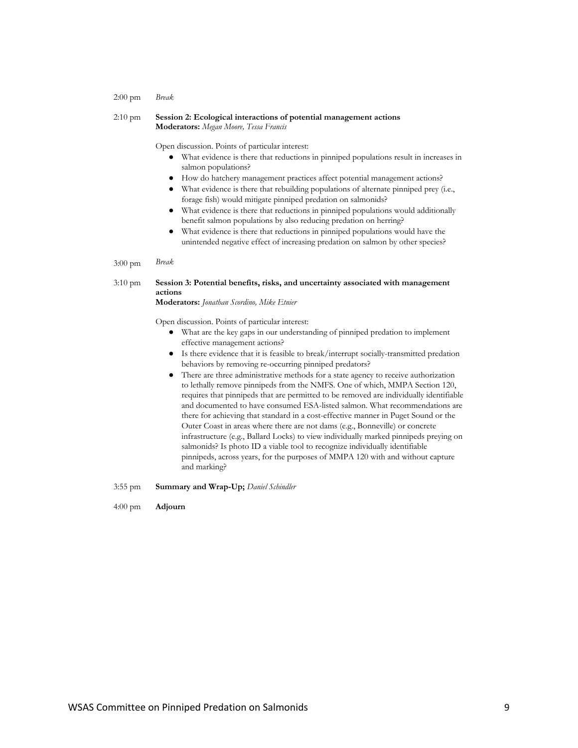2:00 pm *Break*

2:10 pm **Session 2: Ecological interactions of potential management actions**
**Moderators:** *Megan Moore, Tessa Francis*

Open discussion. Points of particular interest:

- What evidence is there that reductions in pinniped populations result in increases in salmon populations?
- How do hatchery management practices affect potential management actions?
- What evidence is there that rebuilding populations of alternate pinniped prey (i.e., forage fish) would mitigate pinniped predation on salmonids?
- What evidence is there that reductions in pinniped populations would additionally benefit salmon populations by also reducing predation on herring?
- What evidence is there that reductions in pinniped populations would have the unintended negative effect of increasing predation on salmon by other species?

3:00 pm *Break*

3:10 pm **Session 3: Potential benefits, risks, and uncertainty associated with management actions**
**Moderators:** *Jonathan Scordino, Mike Etnier*

Open discussion. Points of particular interest:

- What are the key gaps in our understanding of pinniped predation to implement effective management actions?
- Is there evidence that it is feasible to break/interrupt socially-transmitted predation behaviors by removing re-occurring pinniped predators?
- There are three administrative methods for a state agency to receive authorization to lethally remove pinnipeds from the NMFS. One of which, MMPA Section 120, requires that pinnipeds that are permitted to be removed are individually identifiable and documented to have consumed ESA-listed salmon. What recommendations are there for achieving that standard in a cost-effective manner in Puget Sound or the Outer Coast in areas where there are not dams (e.g., Bonneville) or concrete infrastructure (e.g., Ballard Locks) to view individually marked pinnipeds preying on salmonids? Is photo ID a viable tool to recognize individually identifiable pinnipeds, across years, for the purposes of MMPA 120 with and without capture and marking?

3:55 pm **Summary and Wrap-Up;** *Daniel Schindler*

4:00 pm **Adjourn**